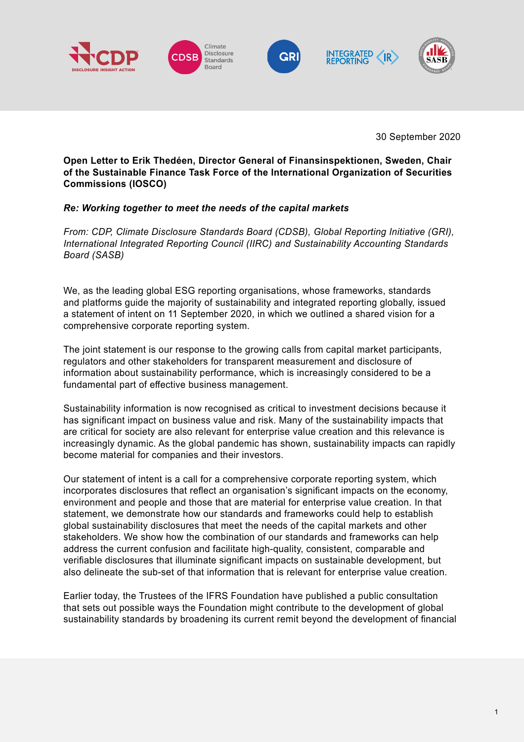30 September 2020

**Open Letter to Erik Thedéen, Director General of Finansinspektionen, Sweden, Chair of the Sustainable Finance Task Force of the International Organization of Securities Commissions (IOSCO)**

***Re: Working together to meet the needs of the capital markets***

*From: CDP, Climate Disclosure Standards Board (CDSB), Global Reporting Initiative (GRI), International Integrated Reporting Council (IIRC) and Sustainability Accounting Standards Board (SASB)*

We, as the leading global ESG reporting organisations, whose frameworks, standards and platforms guide the majority of sustainability and integrated reporting globally, issued a statement of intent on 11 September 2020, in which we outlined a shared vision for a comprehensive corporate reporting system.

The joint statement is our response to the growing calls from capital market participants, regulators and other stakeholders for transparent measurement and disclosure of information about sustainability performance, which is increasingly considered to be a fundamental part of effective business management.

Sustainability information is now recognised as critical to investment decisions because it has significant impact on business value and risk. Many of the sustainability impacts that are critical for society are also relevant for enterprise value creation and this relevance is increasingly dynamic. As the global pandemic has shown, sustainability impacts can rapidly become material for companies and their investors.

Our statement of intent is a call for a comprehensive corporate reporting system, which incorporates disclosures that reflect an organisation's significant impacts on the economy, environment and people and those that are material for enterprise value creation. In that statement, we demonstrate how our standards and frameworks could help to establish global sustainability disclosures that meet the needs of the capital markets and other stakeholders. We show how the combination of our standards and frameworks can help address the current confusion and facilitate high-quality, consistent, comparable and verifiable disclosures that illuminate significant impacts on sustainable development, but also delineate the sub-set of that information that is relevant for enterprise value creation.

Earlier today, the Trustees of the IFRS Foundation have published a public consultation that sets out possible ways the Foundation might contribute to the development of global sustainability standards by broadening its current remit beyond the development of financial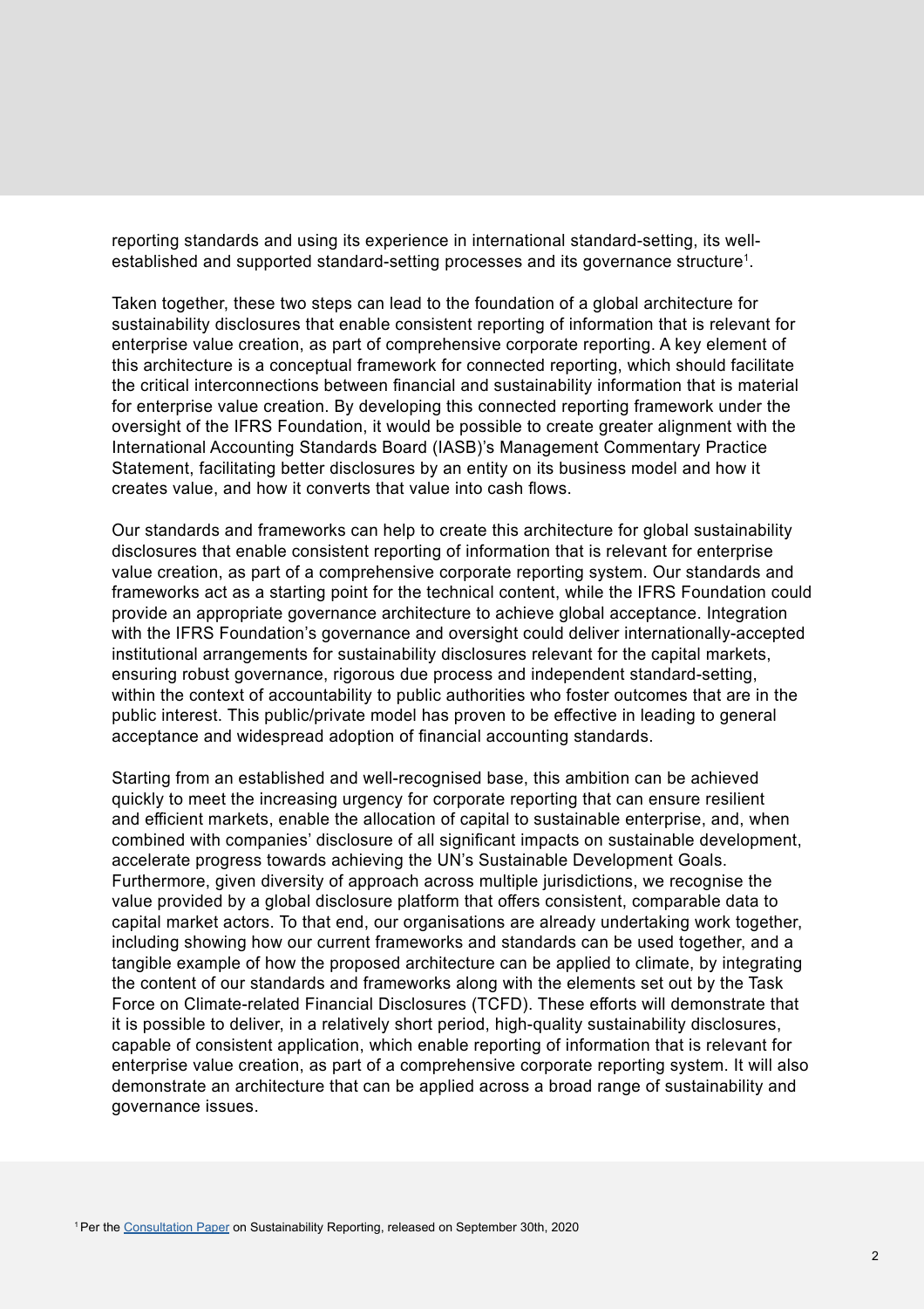reporting standards and using its experience in international standard-setting, its well-established and supported standard-setting processes and its governance structure[1].

Taken together, these two steps can lead to the foundation of a global architecture for sustainability disclosures that enable consistent reporting of information that is relevant for enterprise value creation, as part of comprehensive corporate reporting. A key element of this architecture is a conceptual framework for connected reporting, which should facilitate the critical interconnections between financial and sustainability information that is material for enterprise value creation. By developing this connected reporting framework under the oversight of the IFRS Foundation, it would be possible to create greater alignment with the International Accounting Standards Board (IASB)'s Management Commentary Practice Statement, facilitating better disclosures by an entity on its business model and how it creates value, and how it converts that value into cash flows.

Our standards and frameworks can help to create this architecture for global sustainability disclosures that enable consistent reporting of information that is relevant for enterprise value creation, as part of a comprehensive corporate reporting system. Our standards and frameworks act as a starting point for the technical content, while the IFRS Foundation could provide an appropriate governance architecture to achieve global acceptance. Integration with the IFRS Foundation's governance and oversight could deliver internationally-accepted institutional arrangements for sustainability disclosures relevant for the capital markets, ensuring robust governance, rigorous due process and independent standard-setting, within the context of accountability to public authorities who foster outcomes that are in the public interest. This public/private model has proven to be effective in leading to general acceptance and widespread adoption of financial accounting standards.

Starting from an established and well-recognised base, this ambition can be achieved quickly to meet the increasing urgency for corporate reporting that can ensure resilient and efficient markets, enable the allocation of capital to sustainable enterprise, and, when combined with companies' disclosure of all significant impacts on sustainable development, accelerate progress towards achieving the UN's Sustainable Development Goals. Furthermore, given diversity of approach across multiple jurisdictions, we recognise the value provided by a global disclosure platform that offers consistent, comparable data to capital market actors. To that end, our organisations are already undertaking work together, including showing how our current frameworks and standards can be used together, and a tangible example of how the proposed architecture can be applied to climate, by integrating the content of our standards and frameworks along with the elements set out by the Task Force on Climate-related Financial Disclosures (TCFD). These efforts will demonstrate that it is possible to deliver, in a relatively short period, high-quality sustainability disclosures, capable of consistent application, which enable reporting of information that is relevant for enterprise value creation, as part of a comprehensive corporate reporting system. It will also demonstrate an architecture that can be applied across a broad range of sustainability and governance issues.

[1] Per the Consultation Paper on Sustainability Reporting, released on September 30th, 2020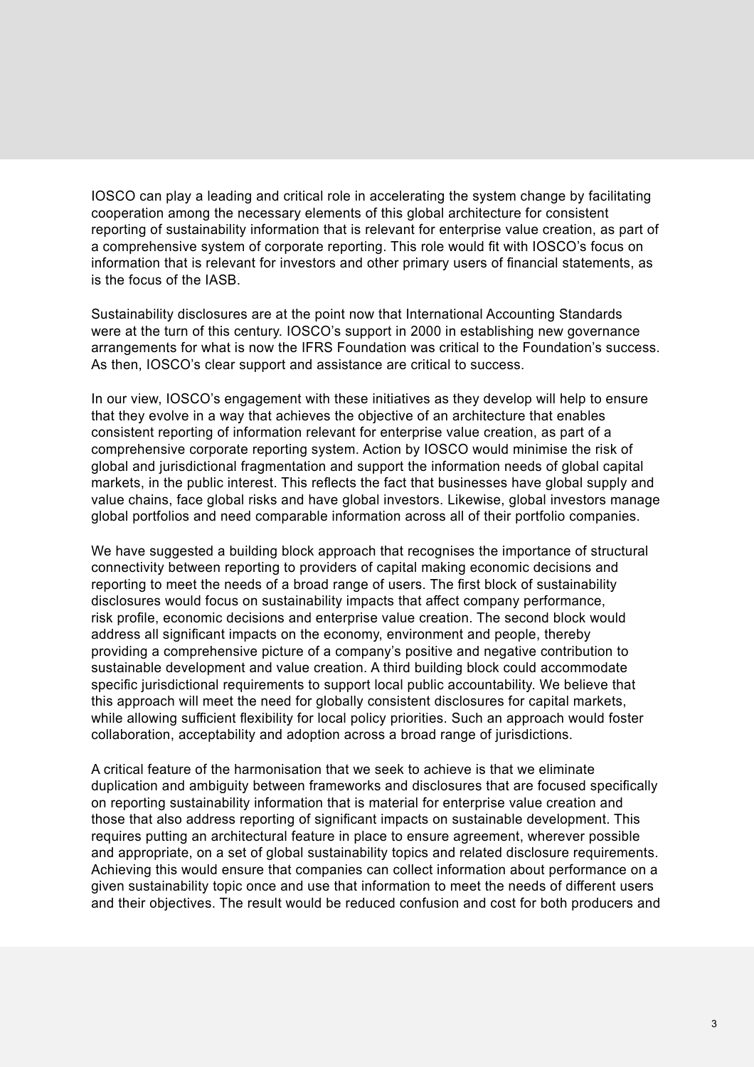IOSCO can play a leading and critical role in accelerating the system change by facilitating cooperation among the necessary elements of this global architecture for consistent reporting of sustainability information that is relevant for enterprise value creation, as part of a comprehensive system of corporate reporting. This role would fit with IOSCO's focus on information that is relevant for investors and other primary users of financial statements, as is the focus of the IASB.

Sustainability disclosures are at the point now that International Accounting Standards were at the turn of this century. IOSCO's support in 2000 in establishing new governance arrangements for what is now the IFRS Foundation was critical to the Foundation's success. As then, IOSCO's clear support and assistance are critical to success.

In our view, IOSCO's engagement with these initiatives as they develop will help to ensure that they evolve in a way that achieves the objective of an architecture that enables consistent reporting of information relevant for enterprise value creation, as part of a comprehensive corporate reporting system. Action by IOSCO would minimise the risk of global and jurisdictional fragmentation and support the information needs of global capital markets, in the public interest. This reflects the fact that businesses have global supply and value chains, face global risks and have global investors. Likewise, global investors manage global portfolios and need comparable information across all of their portfolio companies.

We have suggested a building block approach that recognises the importance of structural connectivity between reporting to providers of capital making economic decisions and reporting to meet the needs of a broad range of users. The first block of sustainability disclosures would focus on sustainability impacts that affect company performance, risk profile, economic decisions and enterprise value creation. The second block would address all significant impacts on the economy, environment and people, thereby providing a comprehensive picture of a company's positive and negative contribution to sustainable development and value creation. A third building block could accommodate specific jurisdictional requirements to support local public accountability. We believe that this approach will meet the need for globally consistent disclosures for capital markets, while allowing sufficient flexibility for local policy priorities. Such an approach would foster collaboration, acceptability and adoption across a broad range of jurisdictions.

A critical feature of the harmonisation that we seek to achieve is that we eliminate duplication and ambiguity between frameworks and disclosures that are focused specifically on reporting sustainability information that is material for enterprise value creation and those that also address reporting of significant impacts on sustainable development. This requires putting an architectural feature in place to ensure agreement, wherever possible and appropriate, on a set of global sustainability topics and related disclosure requirements. Achieving this would ensure that companies can collect information about performance on a given sustainability topic once and use that information to meet the needs of different users and their objectives. The result would be reduced confusion and cost for both producers and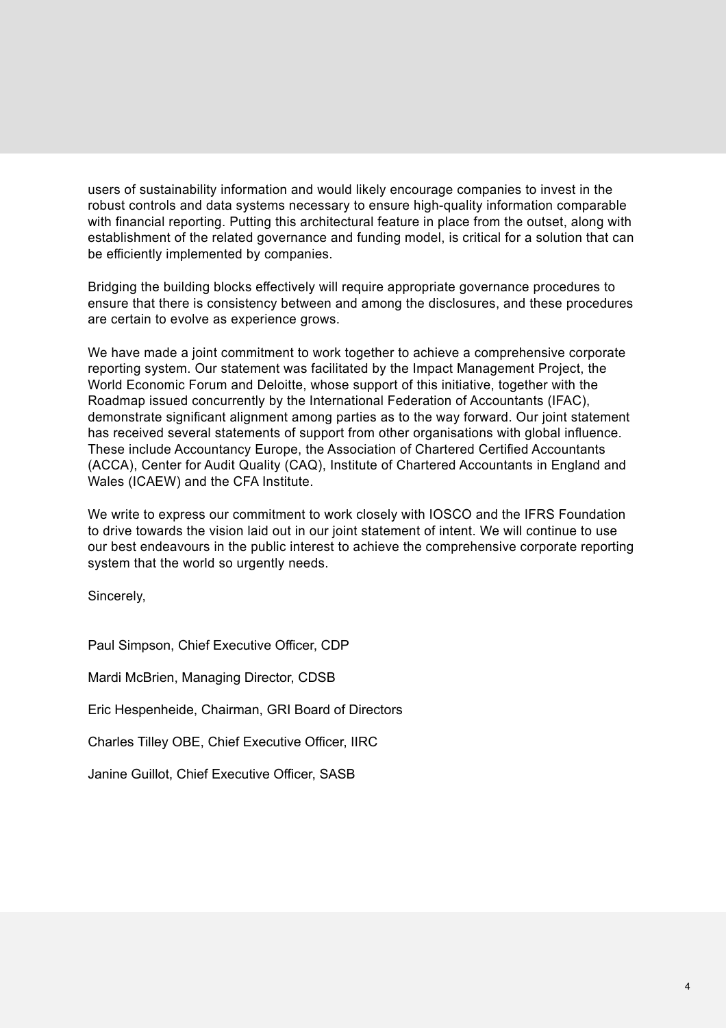users of sustainability information and would likely encourage companies to invest in the robust controls and data systems necessary to ensure high-quality information comparable with financial reporting. Putting this architectural feature in place from the outset, along with establishment of the related governance and funding model, is critical for a solution that can be efficiently implemented by companies.

Bridging the building blocks effectively will require appropriate governance procedures to ensure that there is consistency between and among the disclosures, and these procedures are certain to evolve as experience grows.

We have made a joint commitment to work together to achieve a comprehensive corporate reporting system. Our statement was facilitated by the Impact Management Project, the World Economic Forum and Deloitte, whose support of this initiative, together with the Roadmap issued concurrently by the International Federation of Accountants (IFAC), demonstrate significant alignment among parties as to the way forward. Our joint statement has received several statements of support from other organisations with global influence. These include Accountancy Europe, the Association of Chartered Certified Accountants (ACCA), Center for Audit Quality (CAQ), Institute of Chartered Accountants in England and Wales (ICAEW) and the CFA Institute.

We write to express our commitment to work closely with IOSCO and the IFRS Foundation to drive towards the vision laid out in our joint statement of intent. We will continue to use our best endeavours in the public interest to achieve the comprehensive corporate reporting system that the world so urgently needs.

Sincerely,

Paul Simpson, Chief Executive Officer, CDP

Mardi McBrien, Managing Director, CDSB

Eric Hespenheide, Chairman, GRI Board of Directors

Charles Tilley OBE, Chief Executive Officer, IIRC

Janine Guillot, Chief Executive Officer, SASB